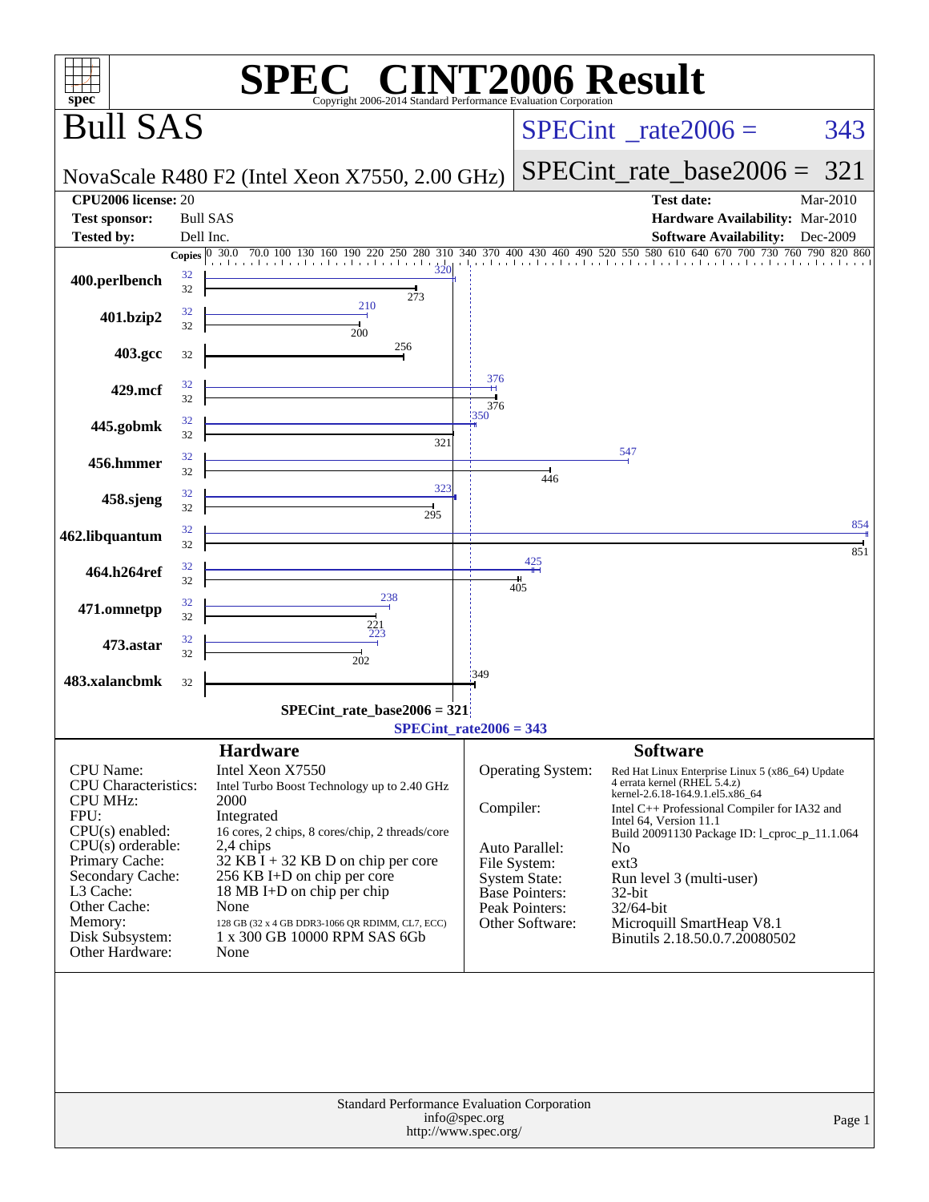# SPEC® CINT2006 Result

Copyright 2006-2014 Standard Performance Evaluation Corporation

## Bull SAS

NovaScale R480 F2 (Intel Xeon X7550, 2.00 GHz)

SPECint_rate2006 = 343

SPECint_rate_base2006 = 321

| | | | |
|---|---|---|---|
| **CPU2006 license:** | 20 | **Test date:** | Mar-2010 |
| **Test sponsor:** | Bull SAS | **Hardware Availability:** | Mar-2010 |
| **Tested by:** | Dell Inc. | **Software Availability:** | Dec-2009 |

| Benchmark | Copies (peak) | Copies (base) | Peak | Base |
|---|---|---|---|---|
| 400.perlbench | 32 | 32 | 320 | 273 |
| 401.bzip2 | 32 | 32 | 210 | 200 |
| 403.gcc | | 32 | | 256 |
| 429.mcf | 32 | 32 | 376 | 376 |
| 445.gobmk | 32 | 32 | 350 | 321 |
| 456.hmmer | 32 | 32 | 547 | 446 |
| 458.sjeng | 32 | 32 | 323 | 295 |
| 462.libquantum | 32 | 32 | 854 | 851 |
| 464.h264ref | 32 | 32 | 425 | 405 |
| 471.omnetpp | 32 | 32 | 238 | 221 |
| 473.astar | 32 | 32 | 223 | 202 |
| 483.xalancbmk | | 32 | | 349 |

SPECint_rate_base2006 = 321

SPECint_rate2006 = 343

## Hardware

| | |
|---|---|
| CPU Name: | Intel Xeon X7550 |
| CPU Characteristics: | Intel Turbo Boost Technology up to 2.40 GHz |
| CPU MHz: | 2000 |
| FPU: | Integrated |
| CPU(s) enabled: | 16 cores, 2 chips, 8 cores/chip, 2 threads/core |
| CPU(s) orderable: | 2,4 chips |
| Primary Cache: | 32 KB I + 32 KB D on chip per core |
| Secondary Cache: | 256 KB I+D on chip per core |
| L3 Cache: | 18 MB I+D on chip per chip |
| Other Cache: | None |
| Memory: | 128 GB (32 x 4 GB DDR3-1066 QR RDIMM, CL7, ECC) |
| Disk Subsystem: | 1 x 300 GB 10000 RPM SAS 6Gb |
| Other Hardware: | None |

## Software

| | |
|---|---|
| Operating System: | Red Hat Linux Enterprise Linux 5 (x86_64) Update 4 errata kernel (RHEL 5.4.z) kernel-2.6.18-164.9.1.el5.x86_64 |
| Compiler: | Intel C++ Professional Compiler for IA32 and Intel 64, Version 11.1 Build 20091130 Package ID: l_cproc_p_11.1.064 |
| Auto Parallel: | No |
| File System: | ext3 |
| System State: | Run level 3 (multi-user) |
| Base Pointers: | 32-bit |
| Peak Pointers: | 32/64-bit |
| Other Software: | Microquill SmartHeap V8.1 Binutils 2.18.50.0.7.20080502 |

Standard Performance Evaluation Corporation
info@spec.org
http://www.spec.org/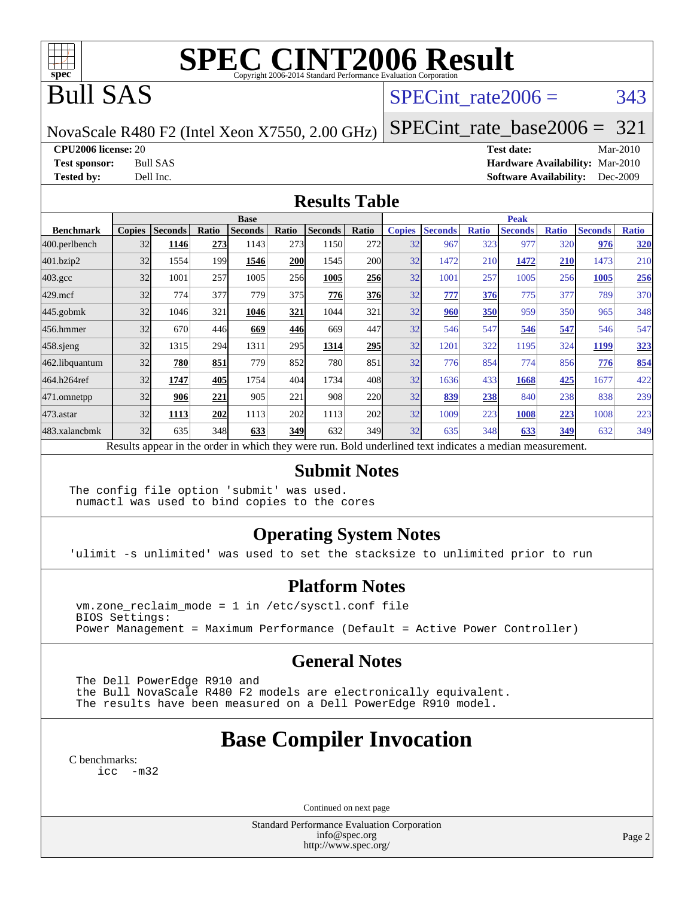# SPEC CINT2006 Result

Copyright 2006-2014 Standard Performance Evaluation Corporation

# Bull SAS

NovaScale R480 F2 (Intel Xeon X7550, 2.00 GHz)

SPECint_rate2006 = 343

SPECint_rate_base2006 = 321

**CPU2006 license:** 20
**Test sponsor:** Bull SAS
**Tested by:** Dell Inc.

**Test date:** Mar-2010
**Hardware Availability:** Mar-2010
**Software Availability:** Dec-2009

## Results Table

| Benchmark | Base | | | | | | | Peak | | | | | | |
|---|---|---|---|---|---|---|---|---|---|---|---|---|---|---|
| | Copies | Seconds | Ratio | Seconds | Ratio | Seconds | Ratio | Copies | Seconds | Ratio | Seconds | Ratio | Seconds | Ratio |
| 400.perlbench | 32 | **1146** | **273** | 1143 | 273 | 1150 | 272 | 32 | 967 | 323 | 977 | 320 | **976** | **320** |
| 401.bzip2 | 32 | 1554 | 199 | **1546** | **200** | 1545 | 200 | 32 | 1472 | 210 | **1472** | **210** | 1473 | 210 |
| 403.gcc | 32 | 1001 | 257 | 1005 | 256 | **1005** | **256** | 32 | 1001 | 257 | 1005 | 256 | **1005** | **256** |
| 429.mcf | 32 | 774 | 377 | 779 | 375 | **776** | **376** | 32 | **777** | **376** | 775 | 377 | 789 | 370 |
| 445.gobmk | 32 | 1046 | 321 | **1046** | **321** | 1044 | 321 | 32 | **960** | **350** | 959 | 350 | 965 | 348 |
| 456.hmmer | 32 | 670 | 446 | **669** | **446** | 669 | 447 | 32 | 546 | 547 | **546** | **547** | 546 | 547 |
| 458.sjeng | 32 | 1315 | 294 | 1311 | 295 | **1314** | **295** | 32 | 1201 | 322 | 1195 | 324 | **1199** | **323** |
| 462.libquantum | 32 | **780** | **851** | 779 | 852 | 780 | 851 | 32 | 776 | 854 | 774 | 856 | **776** | **854** |
| 464.h264ref | 32 | **1747** | **405** | 1754 | 404 | 1734 | 408 | 32 | 1636 | 433 | **1668** | **425** | 1677 | 422 |
| 471.omnetpp | 32 | **906** | **221** | 905 | 221 | 908 | 220 | 32 | **839** | **238** | 840 | 238 | 838 | 239 |
| 473.astar | 32 | **1113** | **202** | 1113 | 202 | 1113 | 202 | 32 | 1009 | 223 | **1008** | **223** | 1008 | 223 |
| 483.xalancbmk | 32 | 635 | 348 | **633** | **349** | 632 | 349 | 32 | 635 | 348 | **633** | **349** | 632 | 349 |

Results appear in the order in which they were run. Bold underlined text indicates a median measurement.

## Submit Notes

```
The config file option 'submit' was used.
 numactl was used to bind copies to the cores
```

## Operating System Notes

```
'ulimit -s unlimited' was used to set the stacksize to unlimited prior to run
```

## Platform Notes

```
vm.zone_reclaim_mode = 1 in /etc/sysctl.conf file
BIOS Settings:
Power Management = Maximum Performance (Default = Active Power Controller)
```

## General Notes

```
The Dell PowerEdge R910 and
the Bull NovaScale R480 F2 models are electronically equivalent.
The results have been measured on a Dell PowerEdge R910 model.
```

## Base Compiler Invocation

C benchmarks:
```
icc -m32
```

Continued on next page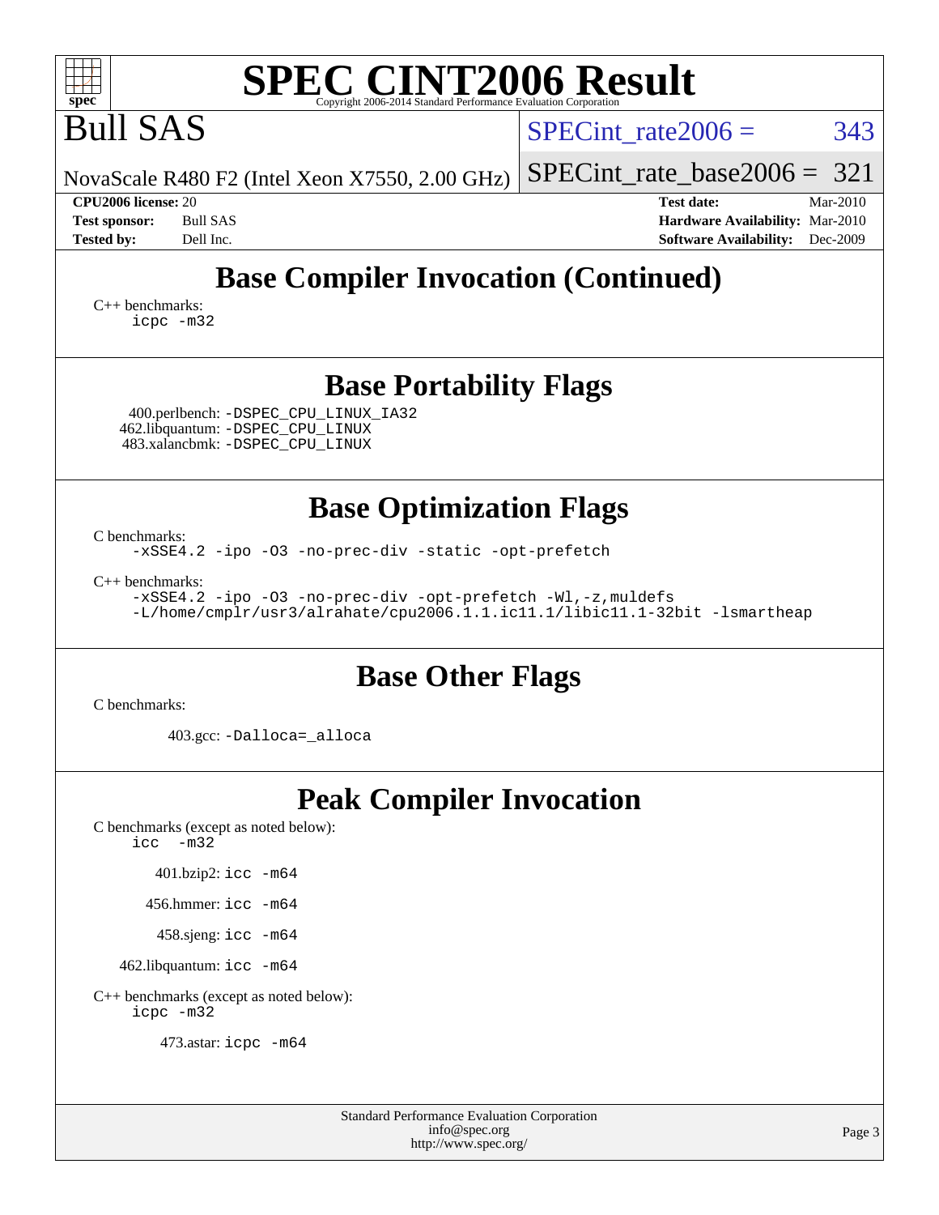# SPEC CINT2006 Result

Bull SAS

NovaScale R480 F2 (Intel Xeon X7550, 2.00 GHz)

SPECint_rate2006 = 343

SPECint_rate_base2006 = 321

**CPU2006 license:** 20
**Test sponsor:** Bull SAS
**Tested by:** Dell Inc.

**Test date:** Mar-2010
**Hardware Availability:** Mar-2010
**Software Availability:** Dec-2009

## Base Compiler Invocation (Continued)

C++ benchmarks:
```
icpc -m32
```

## Base Portability Flags

400.perlbench: `-DSPEC_CPU_LINUX_IA32`
462.libquantum: `-DSPEC_CPU_LINUX`
483.xalancbmk: `-DSPEC_CPU_LINUX`

## Base Optimization Flags

C benchmarks:
```
-xSSE4.2 -ipo -O3 -no-prec-div -static -opt-prefetch
```

C++ benchmarks:
```
-xSSE4.2 -ipo -O3 -no-prec-div -opt-prefetch -Wl,-z,muldefs
-L/home/cmplr/usr3/alrahate/cpu2006.1.1.ic11.1/libic11.1-32bit -lsmartheap
```

## Base Other Flags

C benchmarks:

403.gcc: `-Dalloca=_alloca`

## Peak Compiler Invocation

C benchmarks (except as noted below):
```
icc -m32
```

401.bzip2: `icc -m64`

456.hmmer: `icc -m64`

458.sjeng: `icc -m64`

462.libquantum: `icc -m64`

C++ benchmarks (except as noted below):
```
icpc -m32
```

473.astar: `icpc -m64`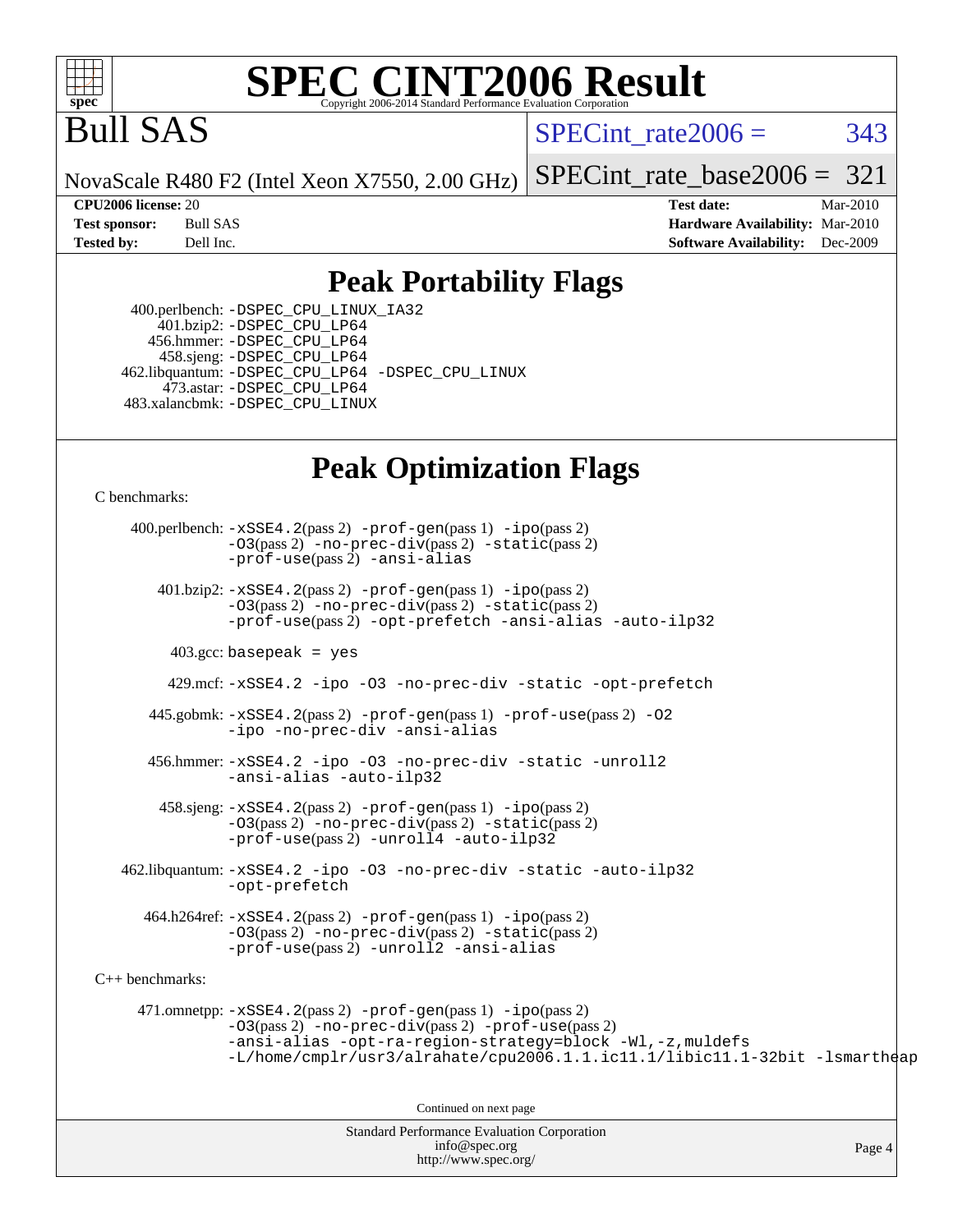# SPEC CINT2006 Result

Copyright 2006-2014 Standard Performance Evaluation Corporation

# Bull SAS

NovaScale R480 F2 (Intel Xeon X7550, 2.00 GHz)

SPECint_rate2006 = 343

SPECint_rate_base2006 = 321

| | | | |
|---|---|---|---|
| **CPU2006 license:** | 20 | **Test date:** | Mar-2010 |
| **Test sponsor:** | Bull SAS | **Hardware Availability:** | Mar-2010 |
| **Tested by:** | Dell Inc. | **Software Availability:** | Dec-2009 |

## Peak Portability Flags

400.perlbench: -DSPEC_CPU_LINUX_IA32
401.bzip2: -DSPEC_CPU_LP64
456.hmmer: -DSPEC_CPU_LP64
458.sjeng: -DSPEC_CPU_LP64
462.libquantum: -DSPEC_CPU_LP64 -DSPEC_CPU_LINUX
473.astar: -DSPEC_CPU_LP64
483.xalancbmk: -DSPEC_CPU_LINUX

## Peak Optimization Flags

C benchmarks:

400.perlbench: -xSSE4.2(pass 2) -prof-gen(pass 1) -ipo(pass 2) -O3(pass 2) -no-prec-div(pass 2) -static(pass 2) -prof-use(pass 2) -ansi-alias

401.bzip2: -xSSE4.2(pass 2) -prof-gen(pass 1) -ipo(pass 2) -O3(pass 2) -no-prec-div(pass 2) -static(pass 2) -prof-use(pass 2) -opt-prefetch -ansi-alias -auto-ilp32

403.gcc: basepeak = yes

429.mcf: -xSSE4.2 -ipo -O3 -no-prec-div -static -opt-prefetch

445.gobmk: -xSSE4.2(pass 2) -prof-gen(pass 1) -prof-use(pass 2) -O2 -ipo -no-prec-div -ansi-alias

456.hmmer: -xSSE4.2 -ipo -O3 -no-prec-div -static -unroll2 -ansi-alias -auto-ilp32

458.sjeng: -xSSE4.2(pass 2) -prof-gen(pass 1) -ipo(pass 2) -O3(pass 2) -no-prec-div(pass 2) -static(pass 2) -prof-use(pass 2) -unroll4 -auto-ilp32

462.libquantum: -xSSE4.2 -ipo -O3 -no-prec-div -static -auto-ilp32 -opt-prefetch

464.h264ref: -xSSE4.2(pass 2) -prof-gen(pass 1) -ipo(pass 2) -O3(pass 2) -no-prec-div(pass 2) -static(pass 2) -prof-use(pass 2) -unroll2 -ansi-alias

C++ benchmarks:

471.omnetpp: -xSSE4.2(pass 2) -prof-gen(pass 1) -ipo(pass 2) -O3(pass 2) -no-prec-div(pass 2) -prof-use(pass 2) -ansi-alias -opt-ra-region-strategy=block -Wl,-z,muldefs -L/home/cmplr/usr3/alrahate/cpu2006.1.1.ic11.1/libic11.1-32bit -lsmartheap

Continued on next page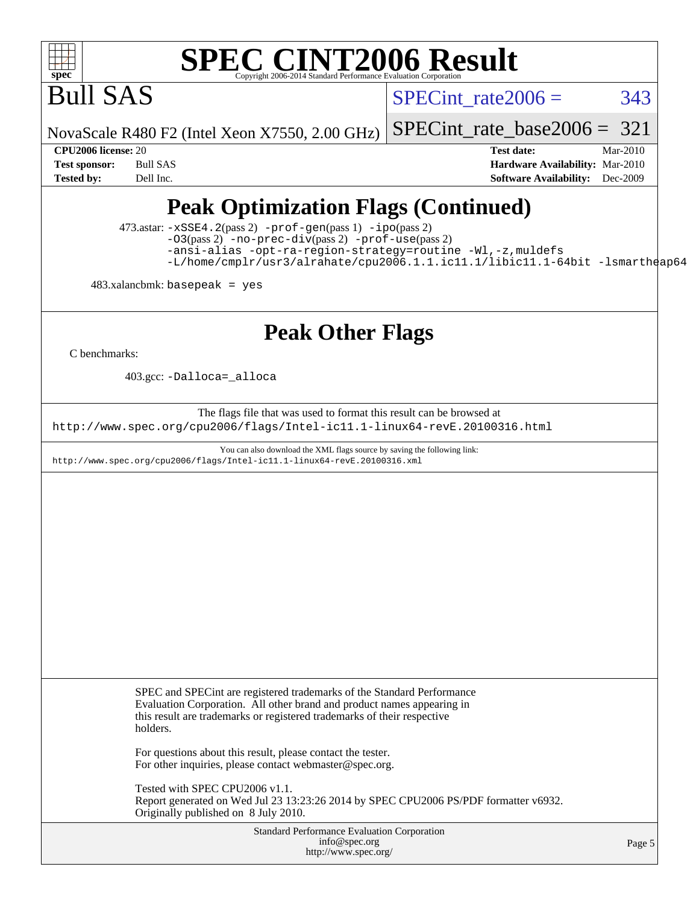# SPEC CINT2006 Result

Copyright 2006-2014 Standard Performance Evaluation Corporation

Bull SAS

NovaScale R480 F2 (Intel Xeon X7550, 2.00 GHz)

SPECint_rate2006 = 343

SPECint_rate_base2006 = 321

**CPU2006 license:** 20
**Test sponsor:** Bull SAS
**Tested by:** Dell Inc.

**Test date:** Mar-2010
**Hardware Availability:** Mar-2010
**Software Availability:** Dec-2009

## Peak Optimization Flags (Continued)

473.astar: -xSSE4.2(pass 2) -prof-gen(pass 1) -ipo(pass 2)
-O3(pass 2) -no-prec-div(pass 2) -prof-use(pass 2)
-ansi-alias -opt-ra-region-strategy=routine -Wl,-z,muldefs
-L/home/cmplr/usr3/alrahate/cpu2006.1.1.ic11.1/libic11.1-64bit -lsmartheap64

483.xalancbmk: basepeak = yes

## Peak Other Flags

C benchmarks:

403.gcc: -Dalloca=_alloca

The flags file that was used to format this result can be browsed at
http://www.spec.org/cpu2006/flags/Intel-ic11.1-linux64-revE.20100316.html

You can also download the XML flags source by saving the following link:
http://www.spec.org/cpu2006/flags/Intel-ic11.1-linux64-revE.20100316.xml

SPEC and SPECint are registered trademarks of the Standard Performance Evaluation Corporation. All other brand and product names appearing in this result are trademarks or registered trademarks of their respective holders.

For questions about this result, please contact the tester.
For other inquiries, please contact webmaster@spec.org.

Tested with SPEC CPU2006 v1.1.
Report generated on Wed Jul 23 13:23:26 2014 by SPEC CPU2006 PS/PDF formatter v6932.
Originally published on 8 July 2010.

Standard Performance Evaluation Corporation
info@spec.org
http://www.spec.org/